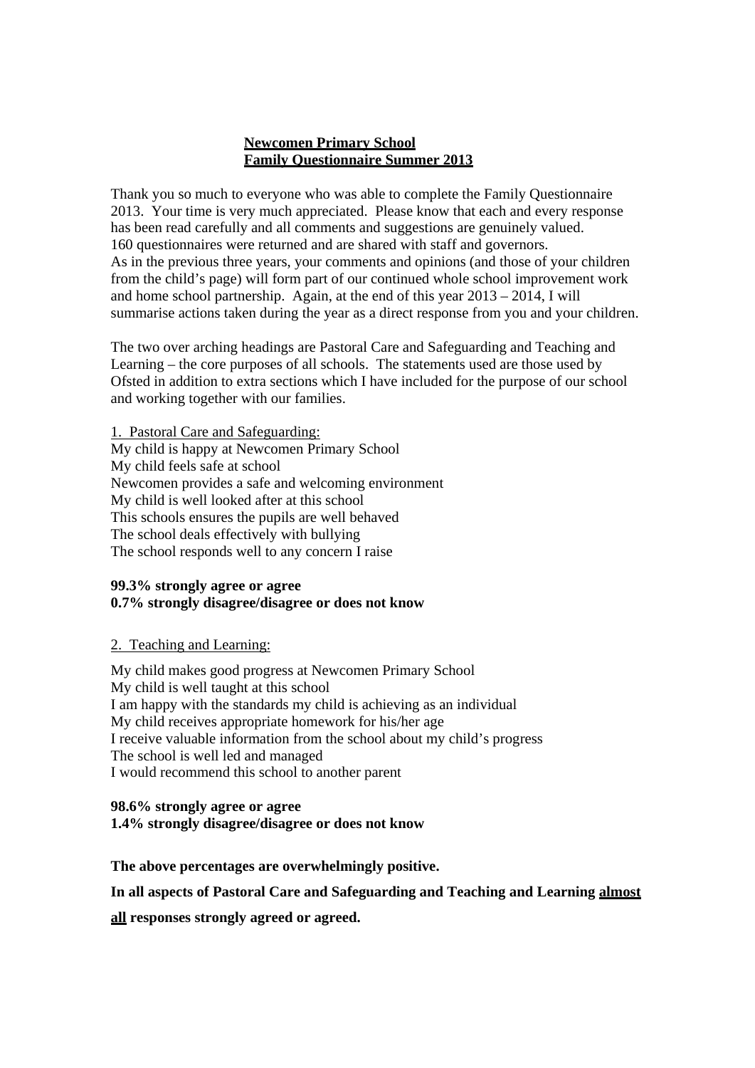**Newcomen Primary School**
**Family Questionnaire Summer 2013**

Thank you so much to everyone who was able to complete the Family Questionnaire 2013. Your time is very much appreciated. Please know that each and every response has been read carefully and all comments and suggestions are genuinely valued. 160 questionnaires were returned and are shared with staff and governors. As in the previous three years, your comments and opinions (and those of your children from the child's page) will form part of our continued whole school improvement work and home school partnership. Again, at the end of this year 2013 – 2014, I will summarise actions taken during the year as a direct response from you and your children.

The two over arching headings are Pastoral Care and Safeguarding and Teaching and Learning – the core purposes of all schools. The statements used are those used by Ofsted in addition to extra sections which I have included for the purpose of our school and working together with our families.

1. Pastoral Care and Safeguarding:

My child is happy at Newcomen Primary School
My child feels safe at school
Newcomen provides a safe and welcoming environment
My child is well looked after at this school
This schools ensures the pupils are well behaved
The school deals effectively with bullying
The school responds well to any concern I raise

**99.3% strongly agree or agree**
**0.7% strongly disagree/disagree or does not know**

2. Teaching and Learning:

My child makes good progress at Newcomen Primary School
My child is well taught at this school
I am happy with the standards my child is achieving as an individual
My child receives appropriate homework for his/her age
I receive valuable information from the school about my child's progress
The school is well led and managed
I would recommend this school to another parent

**98.6% strongly agree or agree**
**1.4% strongly disagree/disagree or does not know**

**The above percentages are overwhelmingly positive.**

**In all aspects of Pastoral Care and Safeguarding and Teaching and Learning almost all responses strongly agreed or agreed.**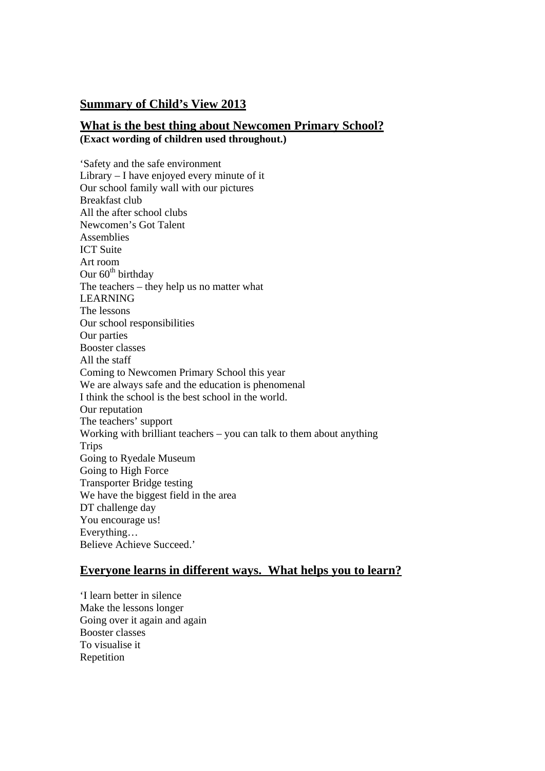## Summary of Child's View 2013

## What is the best thing about Newcomen Primary School?

**(Exact wording of children used throughout.)**

'Safety and the safe environment
Library – I have enjoyed every minute of it
Our school family wall with our pictures
Breakfast club
All the after school clubs
Newcomen's Got Talent
Assemblies
ICT Suite
Art room
Our 60th birthday
The teachers – they help us no matter what
LEARNING
The lessons
Our school responsibilities
Our parties
Booster classes
All the staff
Coming to Newcomen Primary School this year
We are always safe and the education is phenomenal
I think the school is the best school in the world.
Our reputation
The teachers' support
Working with brilliant teachers – you can talk to them about anything
Trips
Going to Ryedale Museum
Going to High Force
Transporter Bridge testing
We have the biggest field in the area
DT challenge day
You encourage us!
Everything…
Believe Achieve Succeed.'

## Everyone learns in different ways. What helps you to learn?

'I learn better in silence
Make the lessons longer
Going over it again and again
Booster classes
To visualise it
Repetition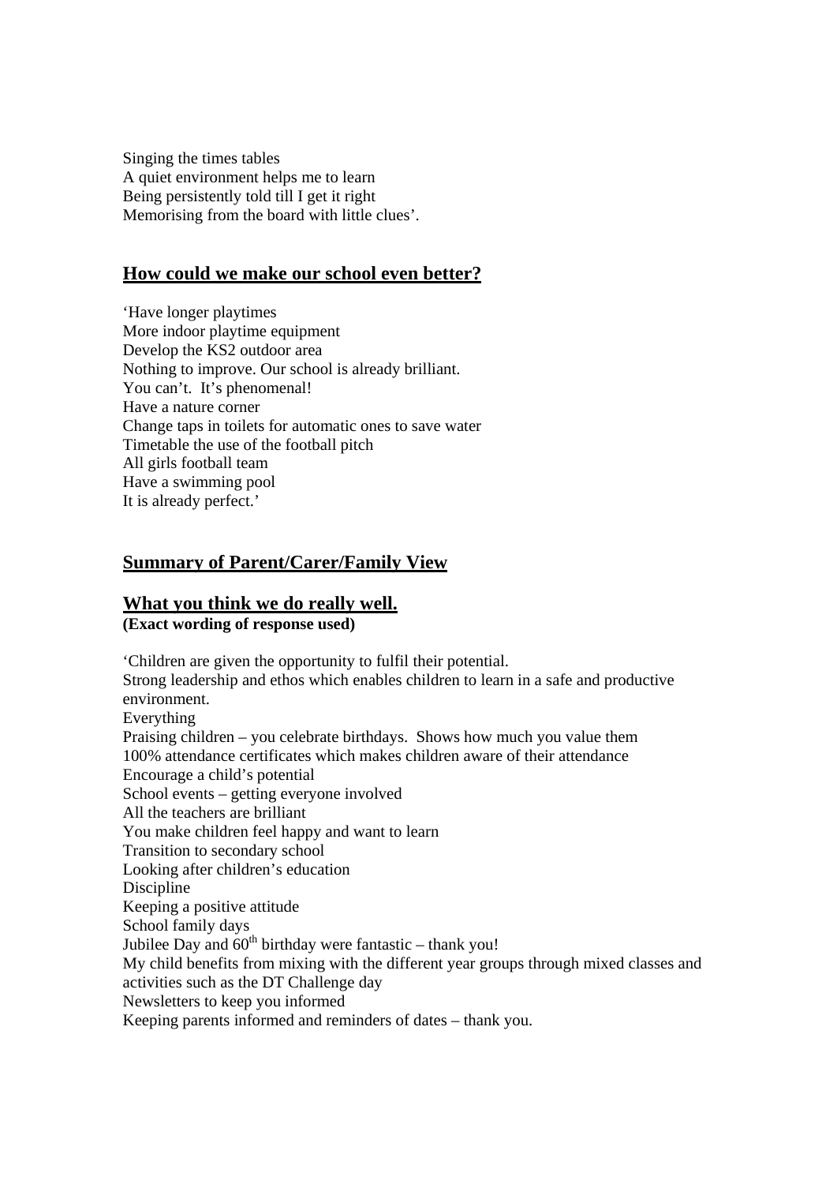Singing the times tables
A quiet environment helps me to learn
Being persistently told till I get it right
Memorising from the board with little clues'.

## **How could we make our school even better?**

'Have longer playtimes
More indoor playtime equipment
Develop the KS2 outdoor area
Nothing to improve. Our school is already brilliant.
You can't. It's phenomenal!
Have a nature corner
Change taps in toilets for automatic ones to save water
Timetable the use of the football pitch
All girls football team
Have a swimming pool
It is already perfect.'

## **Summary of Parent/Carer/Family View**

## **What you think we do really well.**

**(Exact wording of response used)**

'Children are given the opportunity to fulfil their potential.
Strong leadership and ethos which enables children to learn in a safe and productive environment.
Everything
Praising children – you celebrate birthdays. Shows how much you value them
100% attendance certificates which makes children aware of their attendance
Encourage a child's potential
School events – getting everyone involved
All the teachers are brilliant
You make children feel happy and want to learn
Transition to secondary school
Looking after children's education
Discipline
Keeping a positive attitude
School family days
Jubilee Day and 60th birthday were fantastic – thank you!
My child benefits from mixing with the different year groups through mixed classes and activities such as the DT Challenge day
Newsletters to keep you informed
Keeping parents informed and reminders of dates – thank you.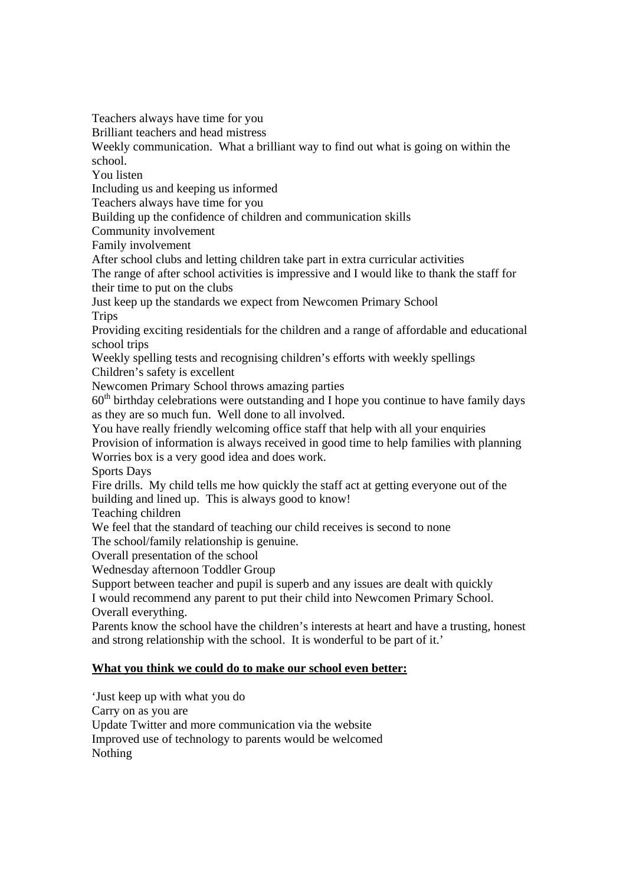Teachers always have time for you
Brilliant teachers and head mistress
Weekly communication. What a brilliant way to find out what is going on within the school.
You listen
Including us and keeping us informed
Teachers always have time for you
Building up the confidence of children and communication skills
Community involvement
Family involvement
After school clubs and letting children take part in extra curricular activities
The range of after school activities is impressive and I would like to thank the staff for their time to put on the clubs
Just keep up the standards we expect from Newcomen Primary School
Trips
Providing exciting residentials for the children and a range of affordable and educational school trips
Weekly spelling tests and recognising children's efforts with weekly spellings
Children's safety is excellent
Newcomen Primary School throws amazing parties
60th birthday celebrations were outstanding and I hope you continue to have family days as they are so much fun. Well done to all involved.
You have really friendly welcoming office staff that help with all your enquiries
Provision of information is always received in good time to help families with planning
Worries box is a very good idea and does work.
Sports Days
Fire drills. My child tells me how quickly the staff act at getting everyone out of the building and lined up. This is always good to know!
Teaching children
We feel that the standard of teaching our child receives is second to none
The school/family relationship is genuine.
Overall presentation of the school
Wednesday afternoon Toddler Group
Support between teacher and pupil is superb and any issues are dealt with quickly
I would recommend any parent to put their child into Newcomen Primary School.
Overall everything.
Parents know the school have the children's interests at heart and have a trusting, honest and strong relationship with the school. It is wonderful to be part of it.'

**What you think we could do to make our school even better:**

'Just keep up with what you do
Carry on as you are
Update Twitter and more communication via the website
Improved use of technology to parents would be welcomed
Nothing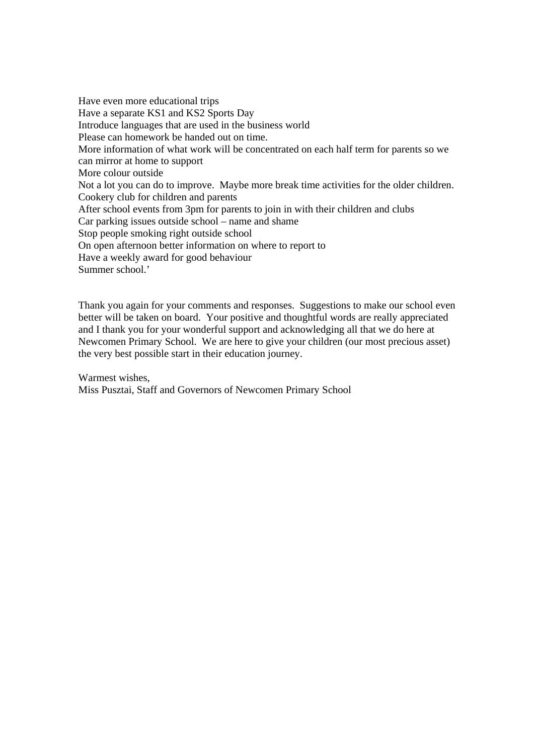Have even more educational trips
Have a separate KS1 and KS2 Sports Day
Introduce languages that are used in the business world
Please can homework be handed out on time.
More information of what work will be concentrated on each half term for parents so we can mirror at home to support
More colour outside
Not a lot you can do to improve. Maybe more break time activities for the older children.
Cookery club for children and parents
After school events from 3pm for parents to join in with their children and clubs
Car parking issues outside school – name and shame
Stop people smoking right outside school
On open afternoon better information on where to report to
Have a weekly award for good behaviour
Summer school.'

Thank you again for your comments and responses. Suggestions to make our school even better will be taken on board. Your positive and thoughtful words are really appreciated and I thank you for your wonderful support and acknowledging all that we do here at Newcomen Primary School. We are here to give your children (our most precious asset) the very best possible start in their education journey.

Warmest wishes,
Miss Pusztai, Staff and Governors of Newcomen Primary School